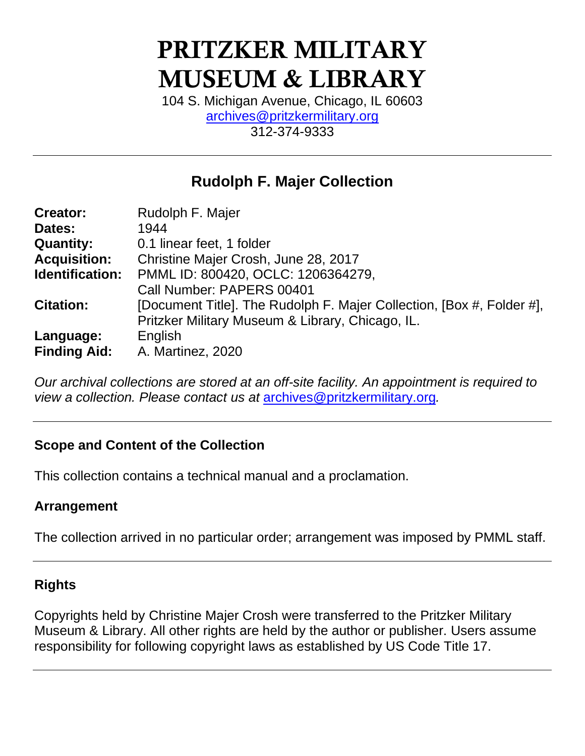# PRITZKER MILITARY MUSEUM & LIBRARY

104 S. Michigan Avenue, Chicago, IL 60603
archives@pritzkermilitary.org
312-374-9333

---

## Rudolph F. Majer Collection

| | |
|---|---|
| **Creator:** | Rudolph F. Majer |
| **Dates:** | 1944 |
| **Quantity:** | 0.1 linear feet, 1 folder |
| **Acquisition:** | Christine Majer Crosh, June 28, 2017 |
| **Identification:** | PMML ID: 800420, OCLC: 1206364279, Call Number: PAPERS 00401 |
| **Citation:** | [Document Title]. The Rudolph F. Majer Collection, [Box #, Folder #], Pritzker Military Museum & Library, Chicago, IL. |
| **Language:** | English |
| **Finding Aid:** | A. Martinez, 2020 |

*Our archival collections are stored at an off-site facility. An appointment is required to view a collection. Please contact us at archives@pritzkermilitary.org.*

---

### Scope and Content of the Collection

This collection contains a technical manual and a proclamation.

### Arrangement

The collection arrived in no particular order; arrangement was imposed by PMML staff.

---

### Rights

Copyrights held by Christine Majer Crosh were transferred to the Pritzker Military Museum & Library. All other rights are held by the author or publisher. Users assume responsibility for following copyright laws as established by US Code Title 17.

---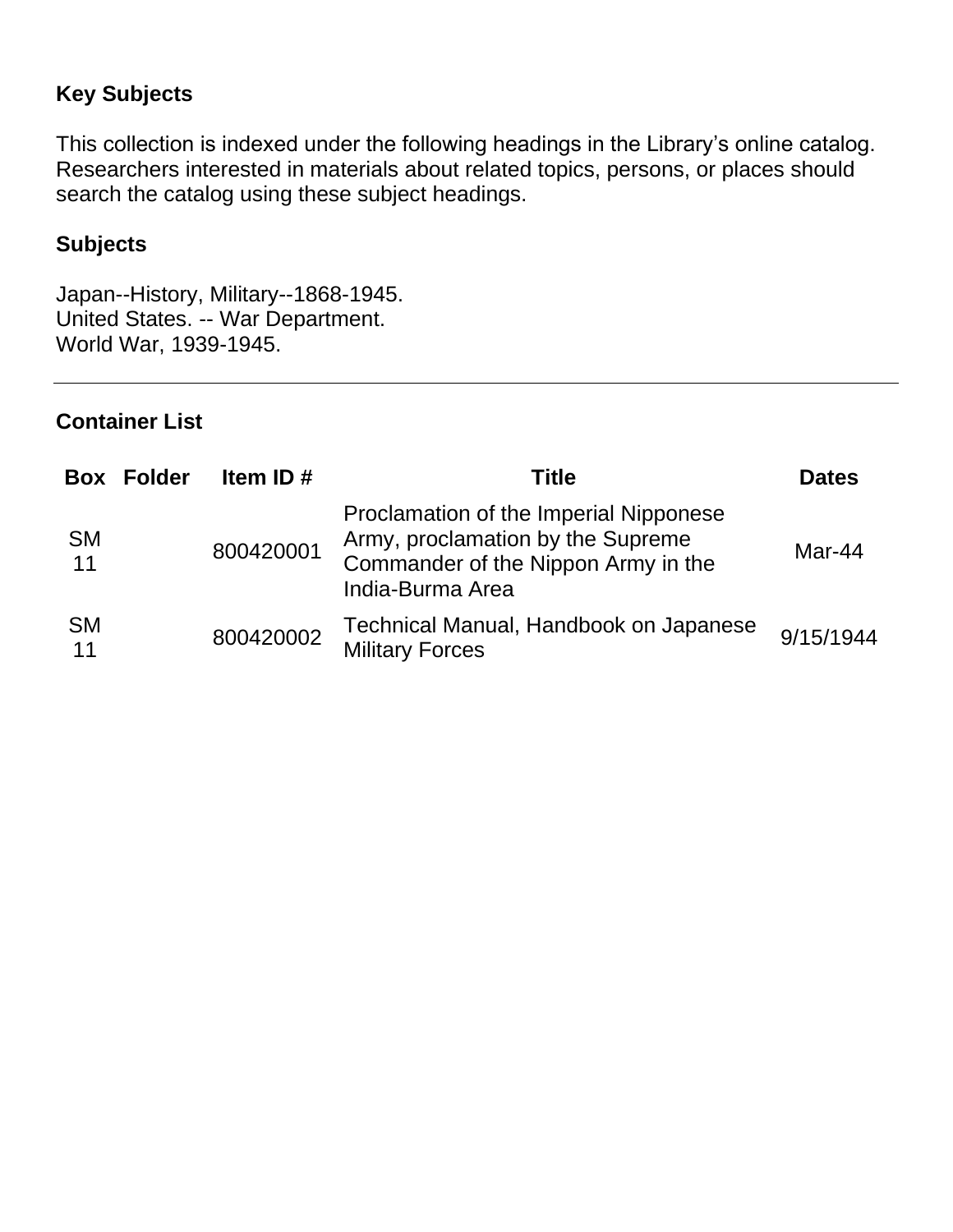## Key Subjects

This collection is indexed under the following headings in the Library's online catalog. Researchers interested in materials about related topics, persons, or places should search the catalog using these subject headings.

### Subjects

Japan--History, Military--1868-1945.
United States. -- War Department.
World War, 1939-1945.

---

## Container List

| Box | Folder | Item ID # | Title | Dates |
|---|---|---|---|---|
| SM 11 | | 800420001 | Proclamation of the Imperial Nipponese Army, proclamation by the Supreme Commander of the Nippon Army in the India-Burma Area | Mar-44 |
| SM 11 | | 800420002 | Technical Manual, Handbook on Japanese Military Forces | 9/15/1944 |